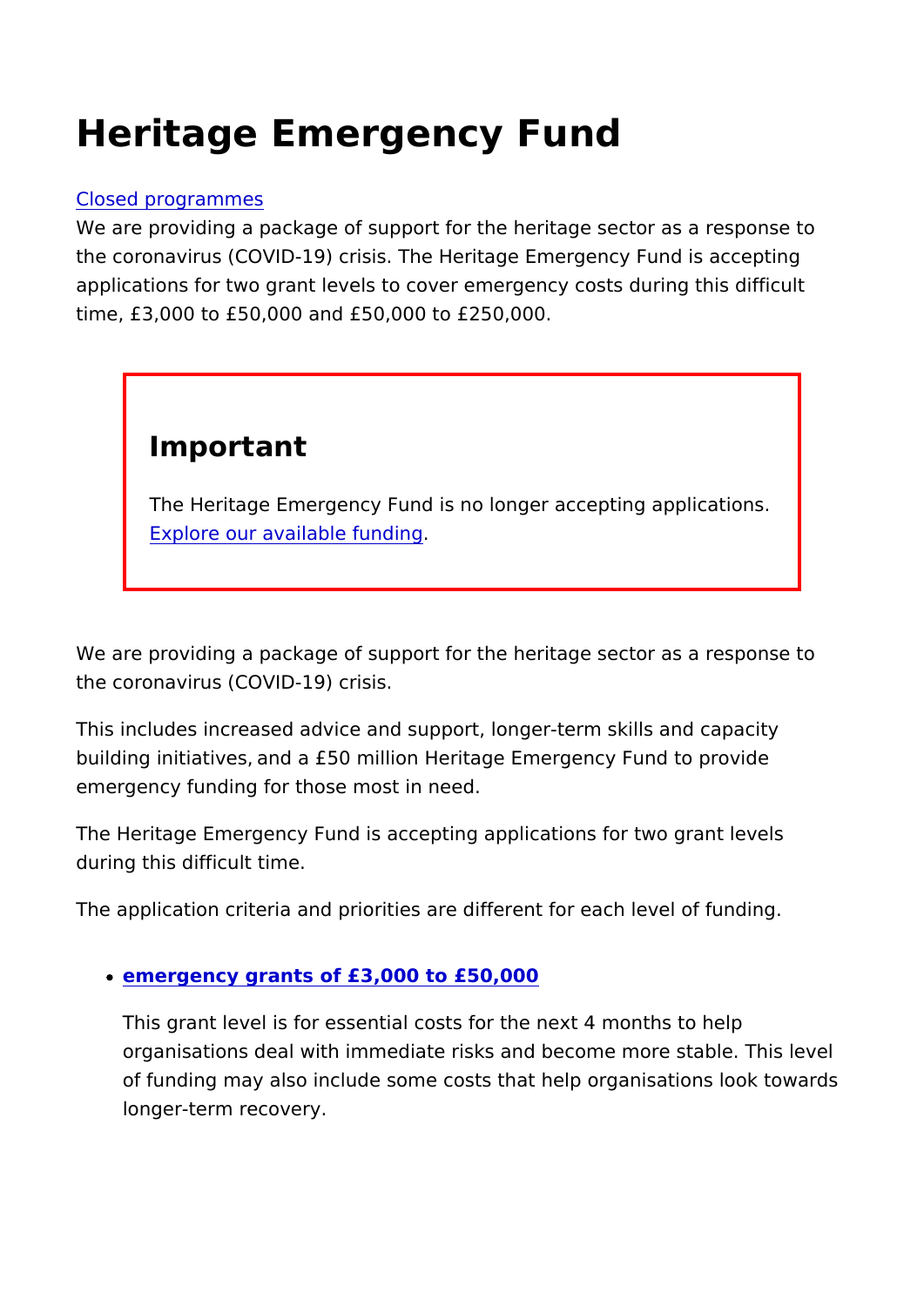# Heritage Emergency Fund

[Closed programmes]

We are providing a package of support for the heritage sector as a response to the coronavirus (COVID-19) crisis. The Heritage Emergency Fund is accepting applications for two grant levels to cover emergency costs during this difficult time, £3,000 to £50,000 and £50,000 to £250,000.

## Important

The Heritage Emergency Fund is no longer accepting applications. Explore our available funding.

We are providing a package of support for the heritage sector as a response to the coronavirus (COVID-19) crisis.

This includes increased advice and support, longer-term skills and capacity building initiatives, and a £50 million Heritage Emergency Fund to provide emergency funding for those most in need.

The Heritage Emergency Fund is accepting applications for two grant levels during this difficult time.

The application criteria and priorities are different for each level of funding.

- **emergency grants of £3,000 to £50,000**

  This grant level is for essential costs for the next 4 months to help organisations deal with immediate risks and become more stable. This level of funding may also include some costs that help organisations look towards longer-term recovery.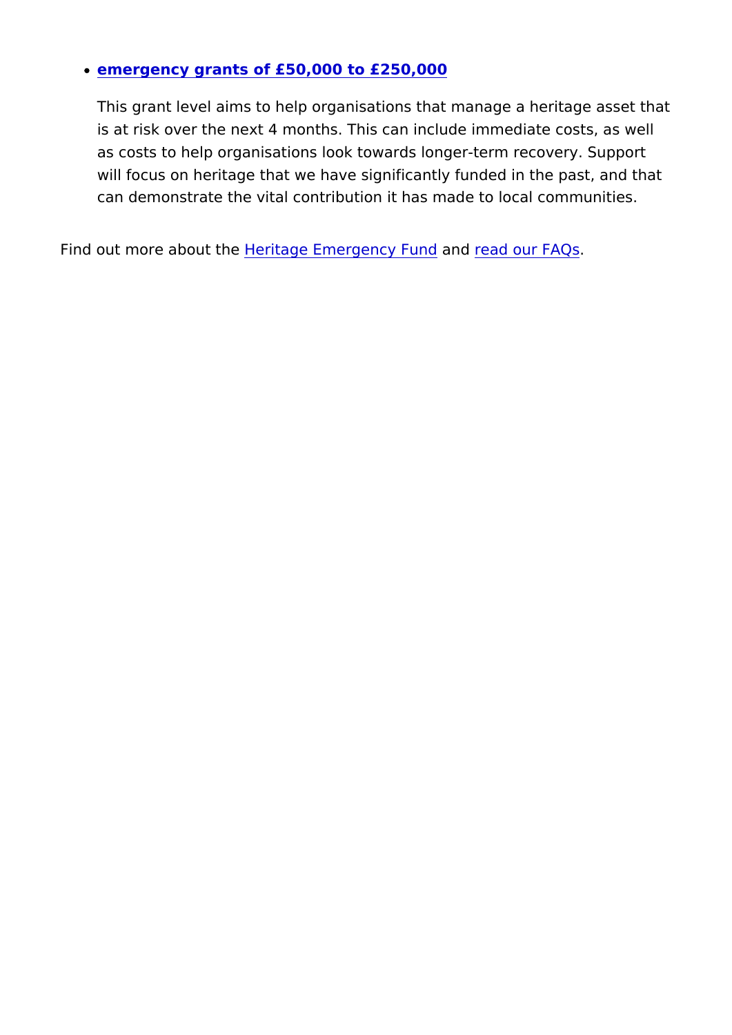- **emergency grants of £50,000 to £250,000**

  This grant level aims to help organisations that manage a heritage asset that is at risk over the next 4 months. This can include immediate costs, as well as costs to help organisations look towards longer-term recovery. Support will focus on heritage that we have significantly funded in the past, and that can demonstrate the vital contribution it has made to local communities.

Find out more about the Heritage Emergency Fund and read our FAQs.